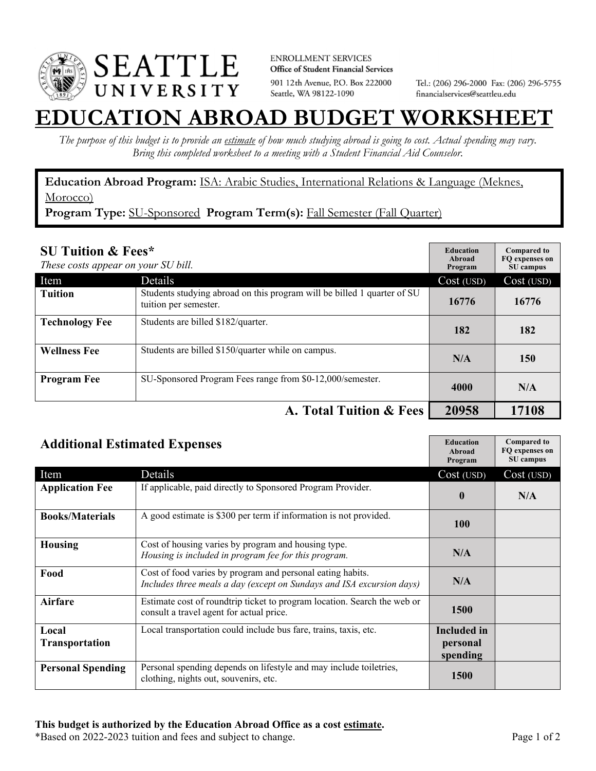**SEATTLE UNIVERSITY**

ENROLLMENT SERVICES
**Office of Student Financial Services**
901 12th Avenue, P.O. Box 222000
Seattle, WA 98122-1090

Tel.: (206) 296-2000 Fax: (206) 296-5755
financialservices@seattleu.edu

# EDUCATION ABROAD BUDGET WORKSHEET

*The purpose of this budget is to provide an estimate of how much studying abroad is going to cost. Actual spending may vary. Bring this completed worksheet to a meeting with a Student Financial Aid Counselor.*

**Education Abroad Program:** ISA: Arabic Studies, International Relations & Language (Meknes, Morocco)
**Program Type:** SU-Sponsored **Program Term(s):** Fall Semester (Fall Quarter)

## SU Tuition & Fees*

*These costs appear on your SU bill.*

| Item | Details | Education Abroad Program Cost (USD) | Compared to FQ expenses on SU campus Cost (USD) |
|---|---|---|---|
| **Tuition** | Students studying abroad on this program will be billed 1 quarter of SU tuition per semester. | **16776** | **16776** |
| **Technology Fee** | Students are billed $182/quarter. | **182** | **182** |
| **Wellness Fee** | Students are billed $150/quarter while on campus. | **N/A** | **150** |
| **Program Fee** | SU-Sponsored Program Fees range from $0-12,000/semester. | **4000** | **N/A** |
| | **A. Total Tuition & Fees** | **20958** | **17108** |

## Additional Estimated Expenses

| Item | Details | Education Abroad Program Cost (USD) | Compared to FQ expenses on SU campus Cost (USD) |
|---|---|---|---|
| **Application Fee** | If applicable, paid directly to Sponsored Program Provider. | **0** | **N/A** |
| **Books/Materials** | A good estimate is $300 per term if information is not provided. | **100** | |
| **Housing** | Cost of housing varies by program and housing type. *Housing is included in program fee for this program.* | **N/A** | |
| **Food** | Cost of food varies by program and personal eating habits. *Includes three meals a day (except on Sundays and ISA excursion days)* | **N/A** | |
| **Airfare** | Estimate cost of roundtrip ticket to program location. Search the web or consult a travel agent for actual price. | **1500** | |
| **Local Transportation** | Local transportation could include bus fare, trains, taxis, etc. | **Included in personal spending** | |
| **Personal Spending** | Personal spending depends on lifestyle and may include toiletries, clothing, nights out, souvenirs, etc. | **1500** | |

**This budget is authorized by the Education Abroad Office as a cost estimate.**
*Based on 2022-2023 tuition and fees and subject to change.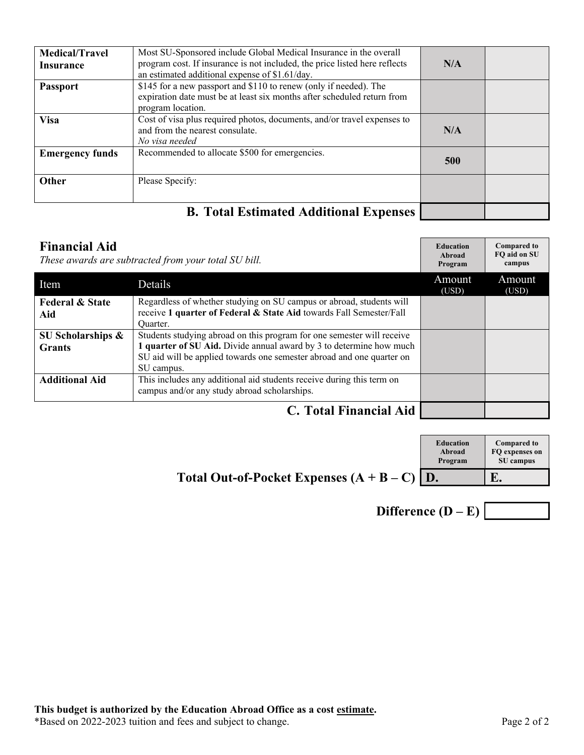| | | | |
|---|---|---|---|
| **Medical/Travel Insurance** | Most SU-Sponsored include Global Medical Insurance in the overall program cost. If insurance is not included, the price listed here reflects an estimated additional expense of $1.61/day. | **N/A** | |
| **Passport** | $145 for a new passport and $110 to renew (only if needed). The expiration date must be at least six months after scheduled return from program location. | | |
| **Visa** | Cost of visa plus required photos, documents, and/or travel expenses to and from the nearest consulate. *No visa needed* | **N/A** | |
| **Emergency funds** | Recommended to allocate $500 for emergencies. | **500** | |
| **Other** | Please Specify: | | |
| | **B. Total Estimated Additional Expenses** | | |

## Financial Aid

*These awards are subtracted from your total SU bill.*

| | | **Education Abroad Program** | **Compared to FQ aid on SU campus** |
|---|---|---|---|
| Item | Details | Amount (USD) | Amount (USD) |
| **Federal & State Aid** | Regardless of whether studying on SU campus or abroad, students will receive **1 quarter of Federal & State Aid** towards Fall Semester/Fall Quarter. | | |
| **SU Scholarships & Grants** | Students studying abroad on this program for one semester will receive **1 quarter of SU Aid.** Divide annual award by 3 to determine how much SU aid will be applied towards one semester abroad and one quarter on SU campus. | | |
| **Additional Aid** | This includes any additional aid students receive during this term on campus and/or any study abroad scholarships. | | |
| | **C. Total Financial Aid** | | |

| | **Education Abroad Program** | **Compared to FQ expenses on SU campus** |
|---|---|---|
| **Total Out-of-Pocket Expenses (A + B – C)** | **D.** | **E.** |

**Difference (D – E)**

**This budget is authorized by the Education Abroad Office as a cost estimate.**

*Based on 2022-2023 tuition and fees and subject to change.